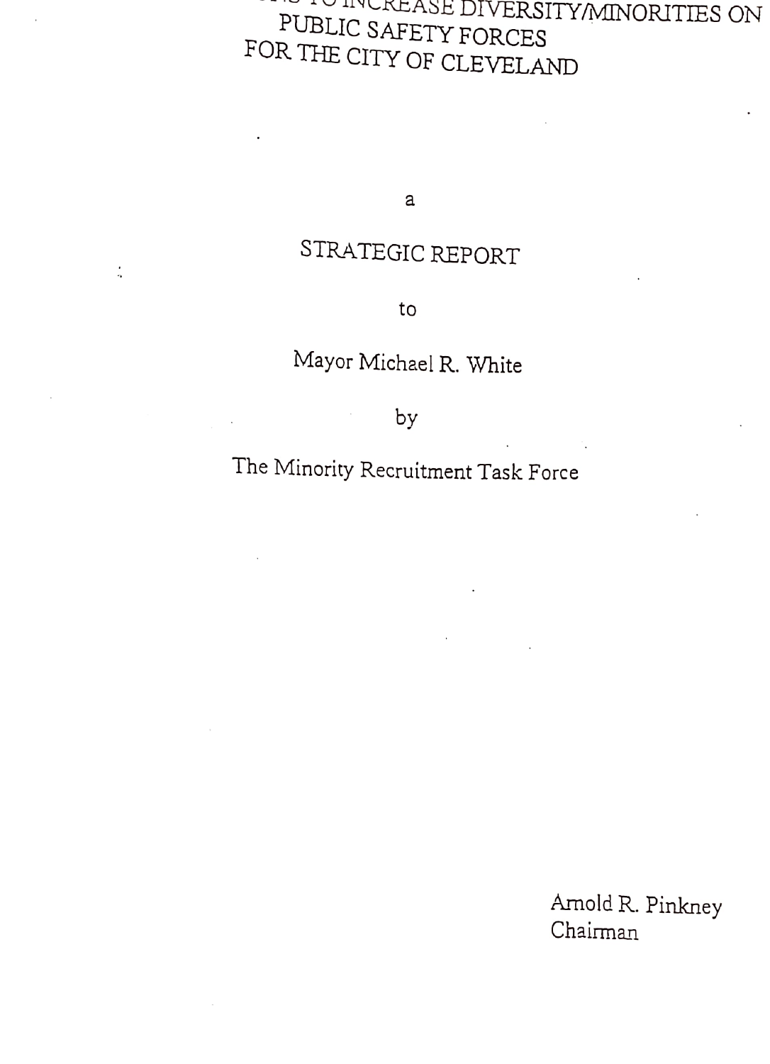# ...TO INCREASE DIVERSITY/MINORITIES ON PUBLIC SAFETY FORCES FOR THE CITY OF CLEVELAND

a

STRATEGIC REPORT

to

Mayor Michael R. White

by

The Minority Recruitment Task Force

Arnold R. Pinkney
Chairman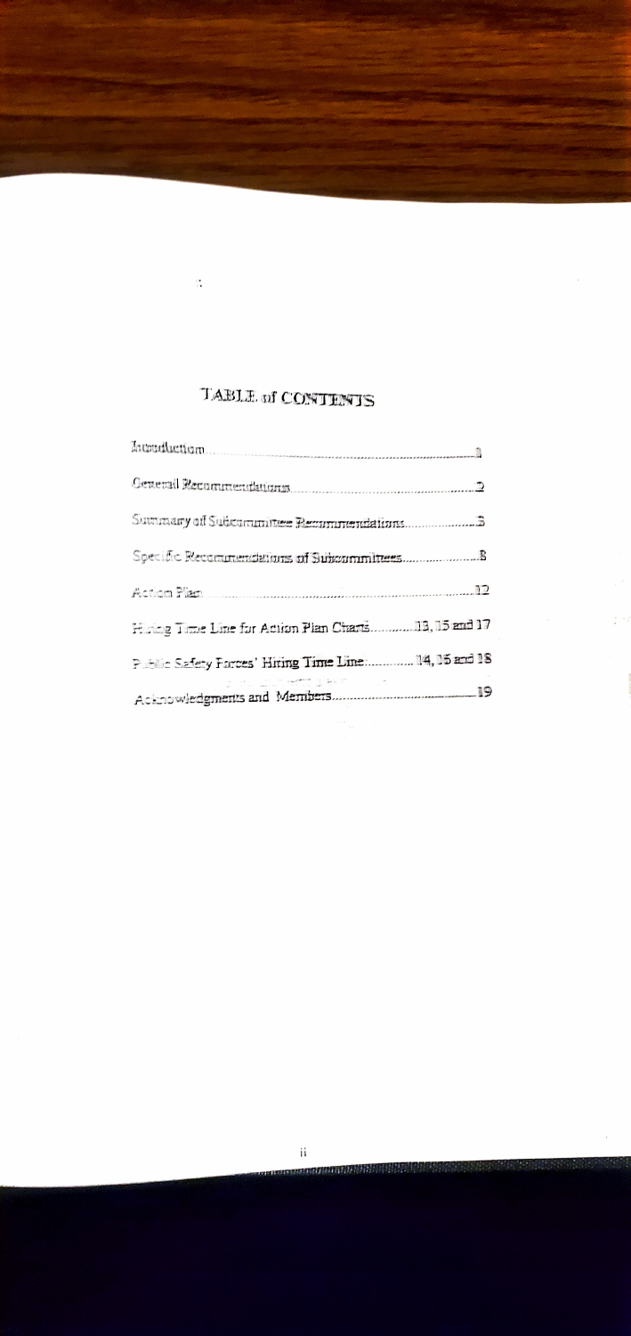# TABLE of CONTENTS

Introduction .......... 1

General Recommendations .......... 2

Summary of Subcommittee Recommendations .......... 3

Specific Recommendations of Subcommittees .......... 8

Action Plan .......... 12

Hiring Time Line for Action Plan Charts .......... 13, 15 and 17

Public Safety Forces' Hiring Time Line .......... 14, 16 and 18

Acknowledgments and Members .......... 19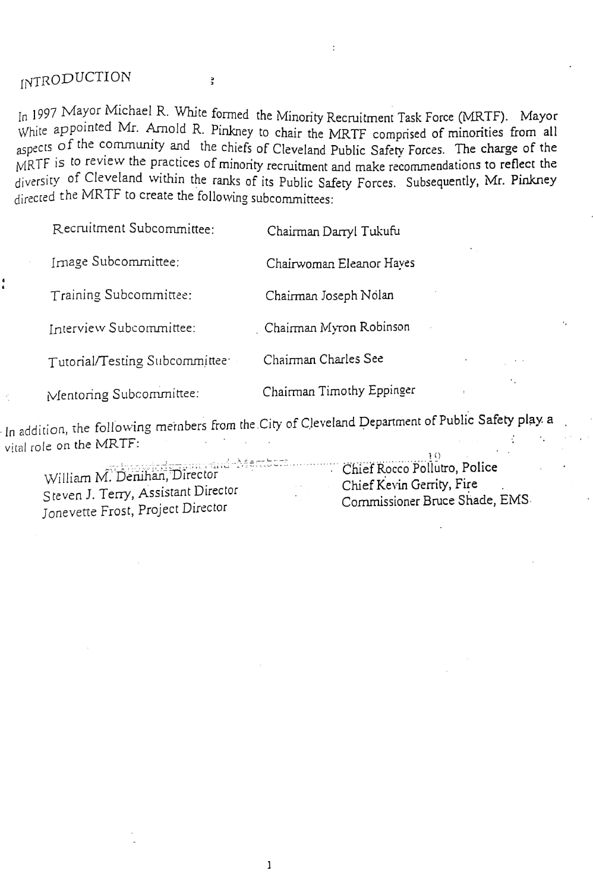# INTRODUCTION

In 1997 Mayor Michael R. White formed the Minority Recruitment Task Force (MRTF). Mayor White appointed Mr. Arnold R. Pinkney to chair the MRTF comprised of minorities from all aspects of the community and the chiefs of Cleveland Public Safety Forces. The charge of the MRTF is to review the practices of minority recruitment and make recommendations to reflect the diversity of Cleveland within the ranks of its Public Safety Forces. Subsequently, Mr. Pinkney directed the MRTF to create the following subcommittees:

| | |
|---|---|
| Recruitment Subcommittee: | Chairman Darryl Tukufu |
| Image Subcommittee: | Chairwoman Eleanor Hayes |
| Training Subcommittee: | Chairman Joseph Nolan |
| Interview Subcommittee: | Chairman Myron Robinson |
| Tutorial/Testing Subcommittee: | Chairman Charles See |
| Mentoring Subcommittee: | Chairman Timothy Eppinger |

In addition, the following members from the City of Cleveland Department of Public Safety play a vital role on the MRTF:

William M. Denihan, Director
Steven J. Terry, Assistant Director
Jonevette Frost, Project Director

Chief Rocco Pollutro, Police
Chief Kevin Gerrity, Fire
Commissioner Bruce Shade, EMS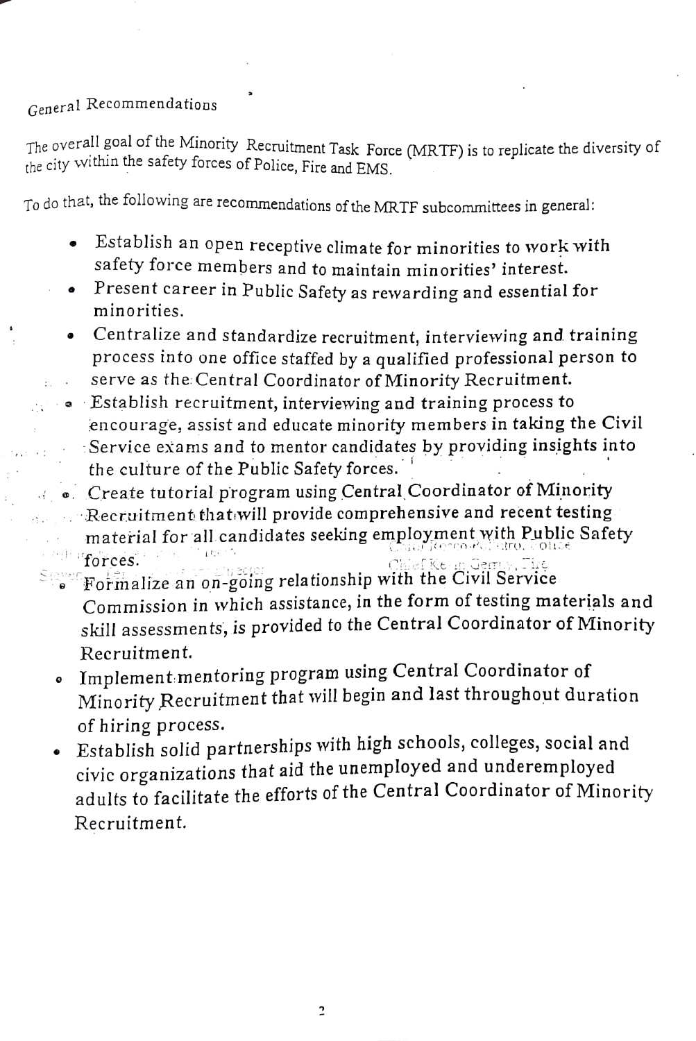## General Recommendations

The overall goal of the Minority Recruitment Task Force (MRTF) is to replicate the diversity of the city within the safety forces of Police, Fire and EMS.

To do that, the following are recommendations of the MRTF subcommittees in general:

- Establish an open receptive climate for minorities to work with safety force members and to maintain minorities' interest.
- Present career in Public Safety as rewarding and essential for minorities.
- Centralize and standardize recruitment, interviewing and training process into one office staffed by a qualified professional person to serve as the Central Coordinator of Minority Recruitment.
- Establish recruitment, interviewing and training process to encourage, assist and educate minority members in taking the Civil Service exams and to mentor candidates by providing insights into the culture of the Public Safety forces.
- Create tutorial program using Central Coordinator of Minority Recruitment that will provide comprehensive and recent testing material for all candidates seeking employment with Public Safety forces.
- Formalize an on-going relationship with the Civil Service Commission in which assistance, in the form of testing materials and skill assessments, is provided to the Central Coordinator of Minority Recruitment.
- Implement mentoring program using Central Coordinator of Minority Recruitment that will begin and last throughout duration of hiring process.
- Establish solid partnerships with high schools, colleges, social and civic organizations that aid the unemployed and underemployed adults to facilitate the efforts of the Central Coordinator of Minority Recruitment.